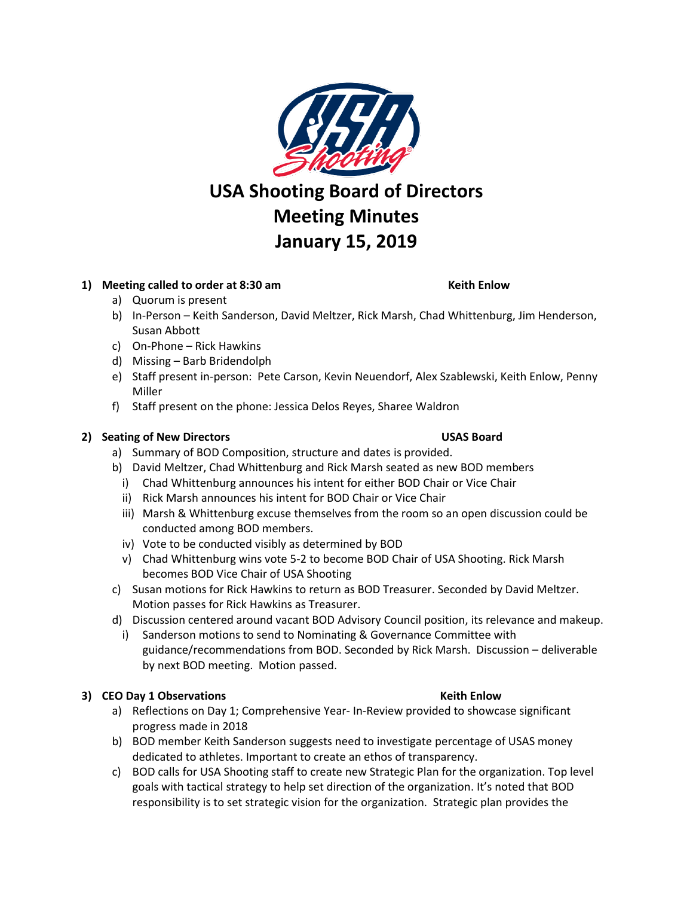# USA Shooting Board of Directors Meeting Minutes January 15, 2019

1) **Meeting called to order at 8:30 am** **Keith Enlow**
   a) Quorum is present
   b) In-Person – Keith Sanderson, David Meltzer, Rick Marsh, Chad Whittenburg, Jim Henderson, Susan Abbott
   c) On-Phone – Rick Hawkins
   d) Missing – Barb Bridendolph
   e) Staff present in-person: Pete Carson, Kevin Neuendorf, Alex Szablewski, Keith Enlow, Penny Miller
   f) Staff present on the phone: Jessica Delos Reyes, Sharee Waldron

2) **Seating of New Directors** **USAS Board**
   a) Summary of BOD Composition, structure and dates is provided.
   b) David Meltzer, Chad Whittenburg and Rick Marsh seated as new BOD members
      i) Chad Whittenburg announces his intent for either BOD Chair or Vice Chair
      ii) Rick Marsh announces his intent for BOD Chair or Vice Chair
      iii) Marsh & Whittenburg excuse themselves from the room so an open discussion could be conducted among BOD members.
      iv) Vote to be conducted visibly as determined by BOD
      v) Chad Whittenburg wins vote 5-2 to become BOD Chair of USA Shooting. Rick Marsh becomes BOD Vice Chair of USA Shooting
   c) Susan motions for Rick Hawkins to return as BOD Treasurer. Seconded by David Meltzer. Motion passes for Rick Hawkins as Treasurer.
   d) Discussion centered around vacant BOD Advisory Council position, its relevance and makeup.
      i) Sanderson motions to send to Nominating & Governance Committee with guidance/recommendations from BOD. Seconded by Rick Marsh. Discussion – deliverable by next BOD meeting. Motion passed.

3) **CEO Day 1 Observations** **Keith Enlow**
   a) Reflections on Day 1; Comprehensive Year- In-Review provided to showcase significant progress made in 2018
   b) BOD member Keith Sanderson suggests need to investigate percentage of USAS money dedicated to athletes. Important to create an ethos of transparency.
   c) BOD calls for USA Shooting staff to create new Strategic Plan for the organization. Top level goals with tactical strategy to help set direction of the organization. It's noted that BOD responsibility is to set strategic vision for the organization. Strategic plan provides the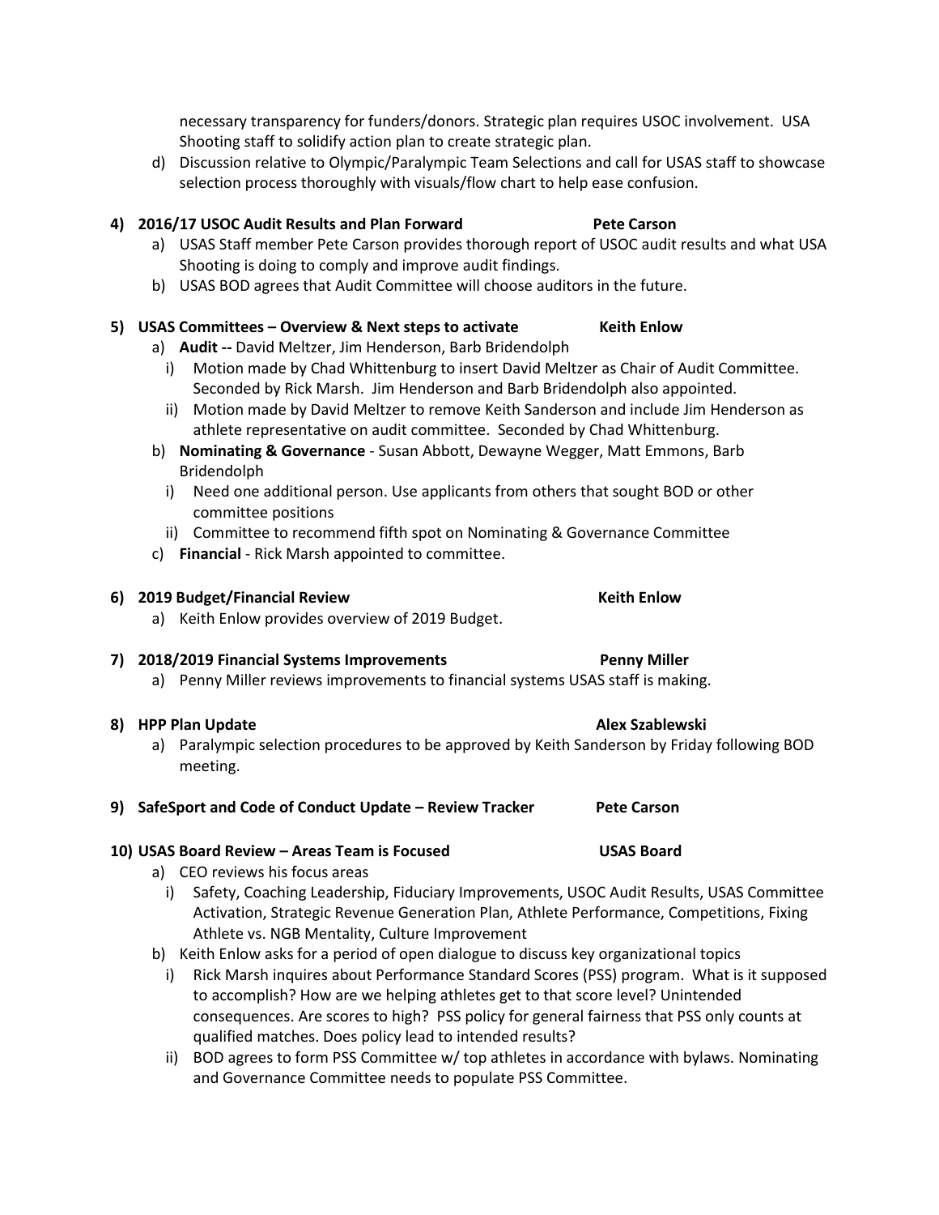necessary transparency for funders/donors. Strategic plan requires USOC involvement. USA Shooting staff to solidify action plan to create strategic plan.

d) Discussion relative to Olympic/Paralympic Team Selections and call for USAS staff to showcase selection process thoroughly with visuals/flow chart to help ease confusion.

**4) 2016/17 USOC Audit Results and Plan Forward** **Pete Carson**

a) USAS Staff member Pete Carson provides thorough report of USOC audit results and what USA Shooting is doing to comply and improve audit findings.
b) USAS BOD agrees that Audit Committee will choose auditors in the future.

**5) USAS Committees – Overview & Next steps to activate** **Keith Enlow**

a) **Audit --** David Meltzer, Jim Henderson, Barb Bridendolph
   i) Motion made by Chad Whittenburg to insert David Meltzer as Chair of Audit Committee. Seconded by Rick Marsh. Jim Henderson and Barb Bridendolph also appointed.
   ii) Motion made by David Meltzer to remove Keith Sanderson and include Jim Henderson as athlete representative on audit committee. Seconded by Chad Whittenburg.
b) **Nominating & Governance** - Susan Abbott, Dewayne Wegger, Matt Emmons, Barb Bridendolph
   i) Need one additional person. Use applicants from others that sought BOD or other committee positions
   ii) Committee to recommend fifth spot on Nominating & Governance Committee
c) **Financial** - Rick Marsh appointed to committee.

**6) 2019 Budget/Financial Review** **Keith Enlow**

a) Keith Enlow provides overview of 2019 Budget.

**7) 2018/2019 Financial Systems Improvements** **Penny Miller**

a) Penny Miller reviews improvements to financial systems USAS staff is making.

**8) HPP Plan Update** **Alex Szablewski**

a) Paralympic selection procedures to be approved by Keith Sanderson by Friday following BOD meeting.

**9) SafeSport and Code of Conduct Update – Review Tracker** **Pete Carson**

**10) USAS Board Review – Areas Team is Focused** **USAS Board**

a) CEO reviews his focus areas
   i) Safety, Coaching Leadership, Fiduciary Improvements, USOC Audit Results, USAS Committee Activation, Strategic Revenue Generation Plan, Athlete Performance, Competitions, Fixing Athlete vs. NGB Mentality, Culture Improvement
b) Keith Enlow asks for a period of open dialogue to discuss key organizational topics
   i) Rick Marsh inquires about Performance Standard Scores (PSS) program. What is it supposed to accomplish? How are we helping athletes get to that score level? Unintended consequences. Are scores to high? PSS policy for general fairness that PSS only counts at qualified matches. Does policy lead to intended results?
   ii) BOD agrees to form PSS Committee w/ top athletes in accordance with bylaws. Nominating and Governance Committee needs to populate PSS Committee.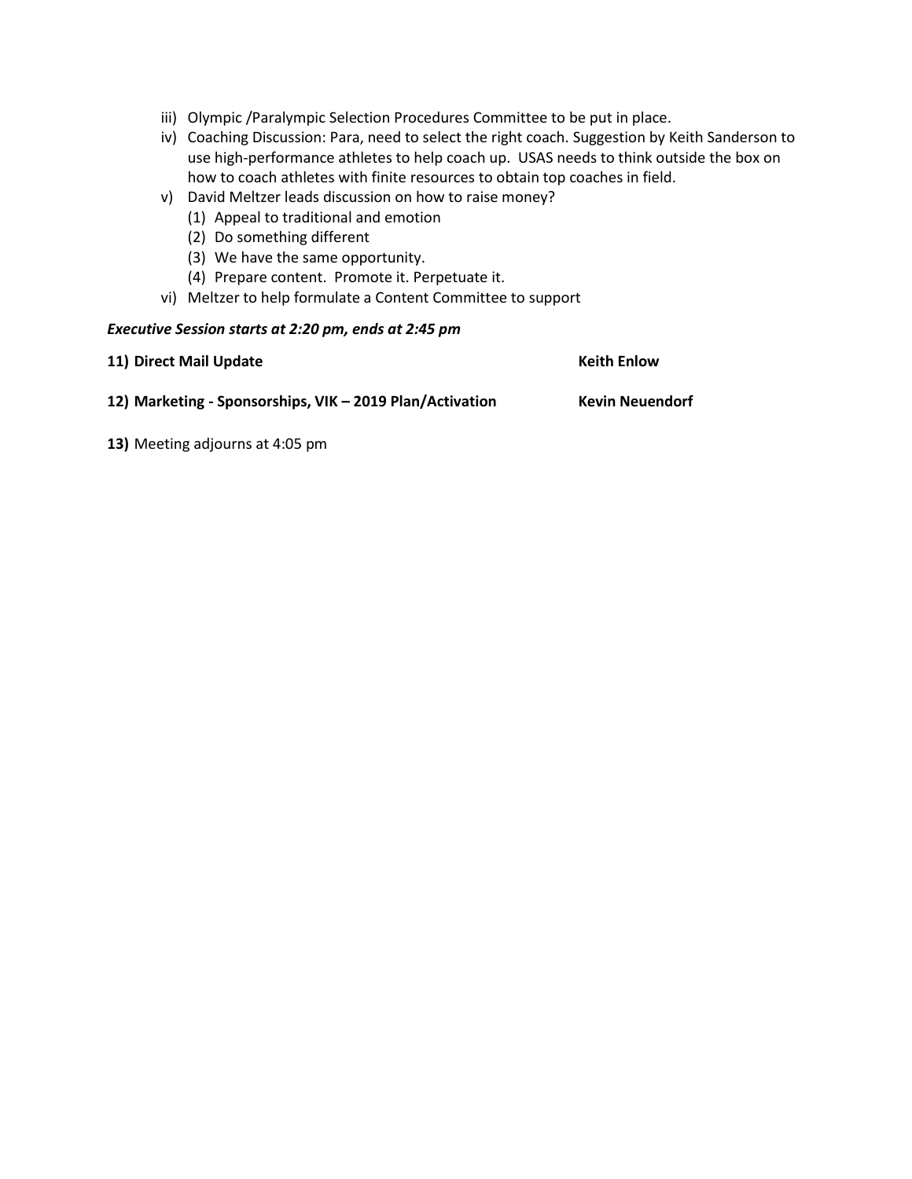iii) Olympic /Paralympic Selection Procedures Committee to be put in place.

iv) Coaching Discussion: Para, need to select the right coach. Suggestion by Keith Sanderson to use high-performance athletes to help coach up. USAS needs to think outside the box on how to coach athletes with finite resources to obtain top coaches in field.

v) David Meltzer leads discussion on how to raise money?

   (1) Appeal to traditional and emotion

   (2) Do something different

   (3) We have the same opportunity.

   (4) Prepare content. Promote it. Perpetuate it.

vi) Meltzer to help formulate a Content Committee to support

***Executive Session starts at 2:20 pm, ends at 2:45 pm***

**11) Direct Mail Update** **Keith Enlow**

**12) Marketing - Sponsorships, VIK – 2019 Plan/Activation** **Kevin Neuendorf**

**13)** Meeting adjourns at 4:05 pm